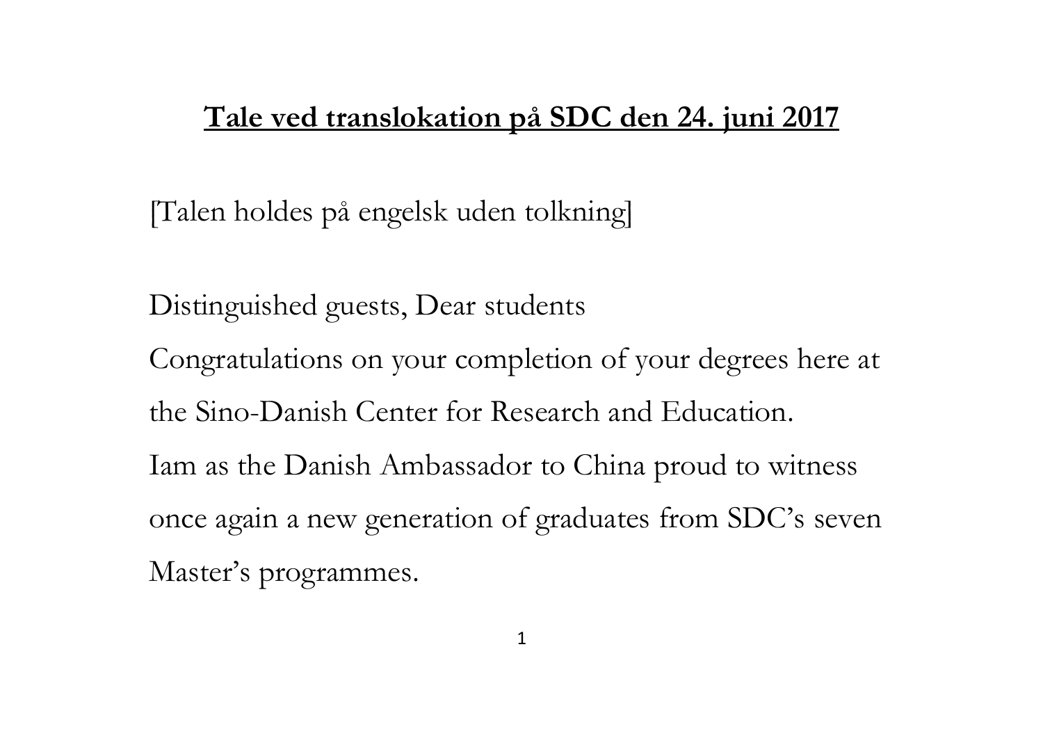# **Tale ved translokation på SDC den 24. juni 2017**

[Talen holdes på engelsk uden tolkning]

Distinguished guests, Dear students

Congratulations on your completion of your degrees here at the Sino-Danish Center for Research and Education.

Iam as the Danish Ambassador to China proud to witness once again a new generation of graduates from SDC's seven Master's programmes.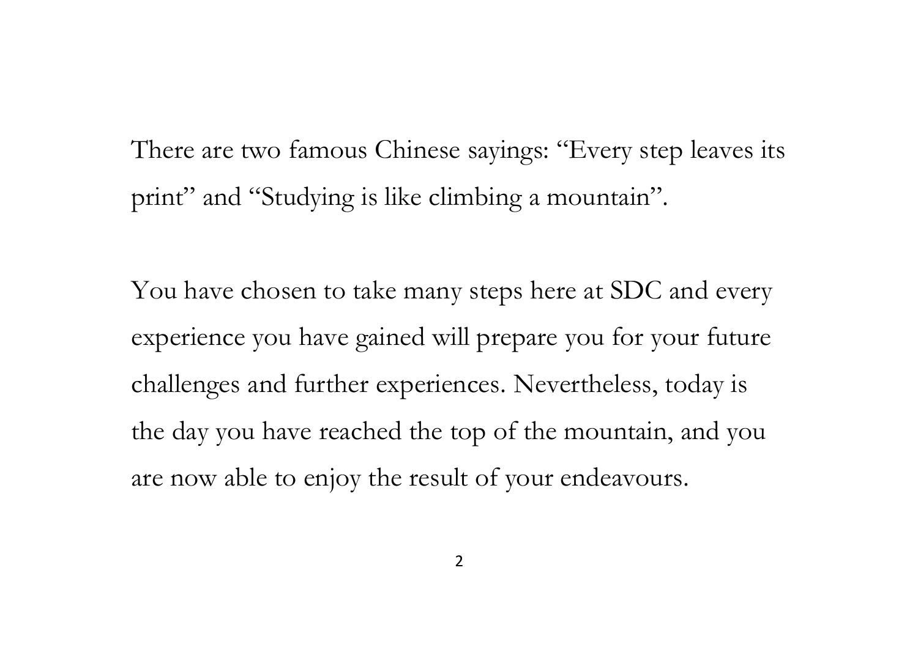There are two famous Chinese sayings: “Every step leaves its print” and “Studying is like climbing a mountain”.

You have chosen to take many steps here at SDC and every experience you have gained will prepare you for your future challenges and further experiences. Nevertheless, today is the day you have reached the top of the mountain, and you are now able to enjoy the result of your endeavours.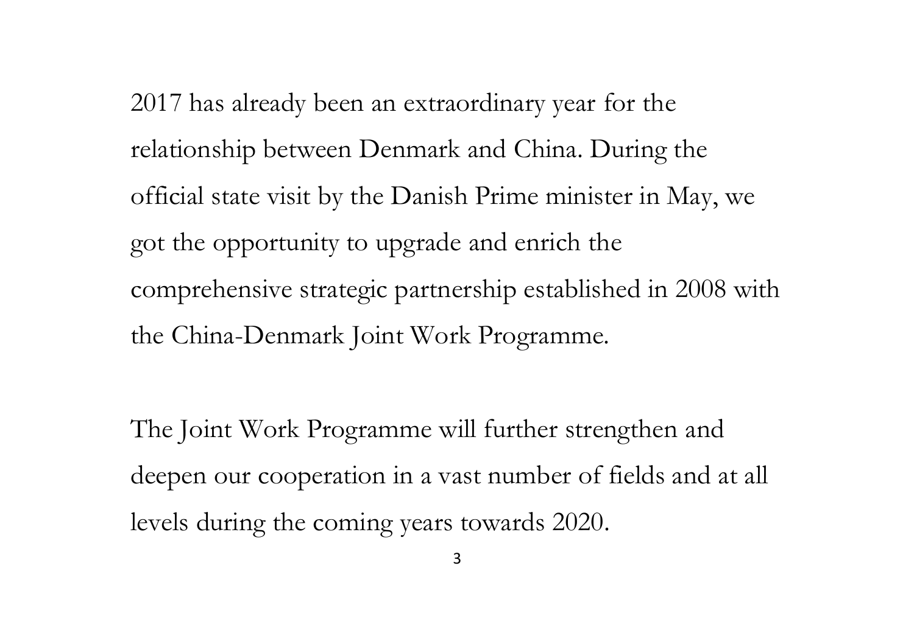2017 has already been an extraordinary year for the relationship between Denmark and China. During the official state visit by the Danish Prime minister in May, we got the opportunity to upgrade and enrich the comprehensive strategic partnership established in 2008 with the China-Denmark Joint Work Programme.

The Joint Work Programme will further strengthen and deepen our cooperation in a vast number of fields and at all levels during the coming years towards 2020.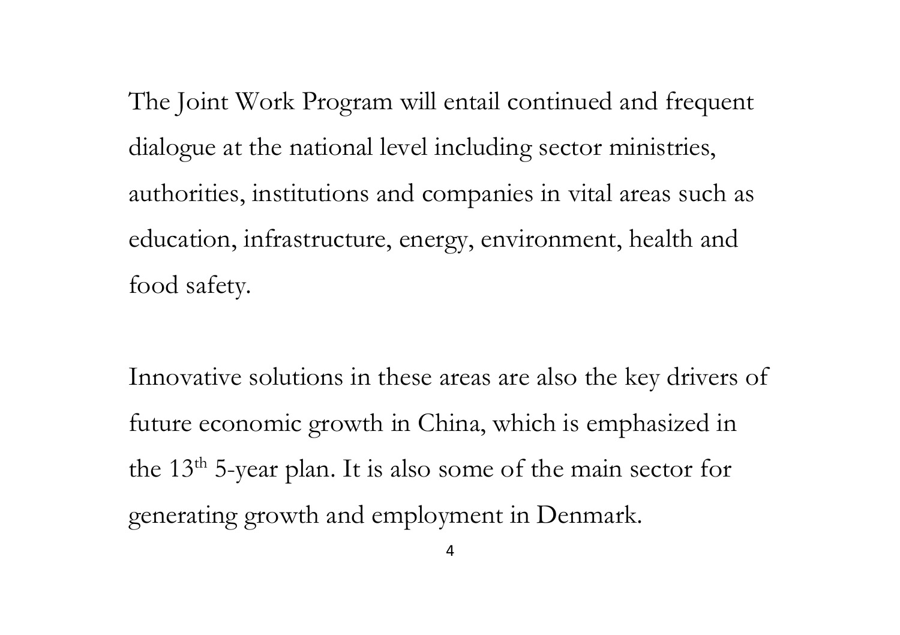The Joint Work Program will entail continued and frequent dialogue at the national level including sector ministries, authorities, institutions and companies in vital areas such as education, infrastructure, energy, environment, health and food safety.

Innovative solutions in these areas are also the key drivers of future economic growth in China, which is emphasized in the 13th 5-year plan. It is also some of the main sector for generating growth and employment in Denmark.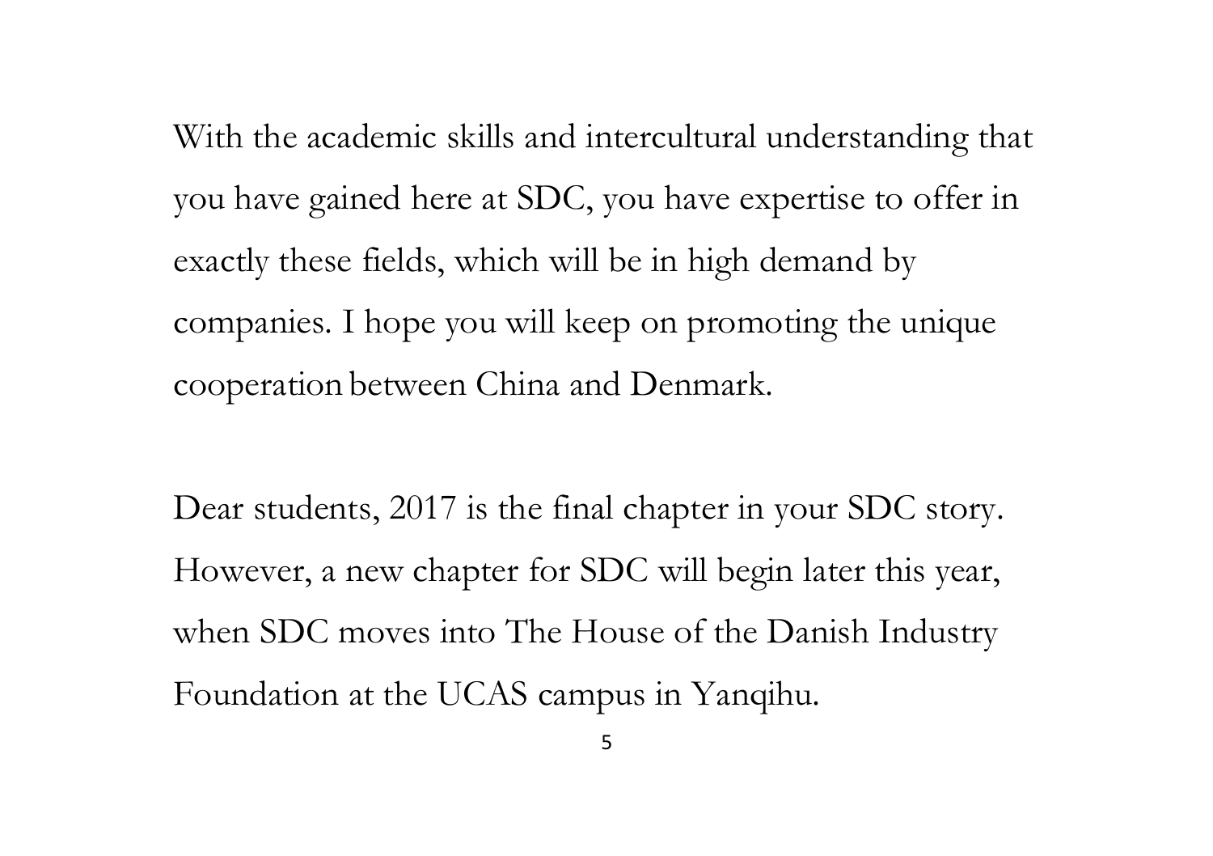With the academic skills and intercultural understanding that you have gained here at SDC, you have expertise to offer in exactly these fields, which will be in high demand by companies. I hope you will keep on promoting the unique cooperation between China and Denmark.

Dear students, 2017 is the final chapter in your SDC story. However, a new chapter for SDC will begin later this year, when SDC moves into The House of the Danish Industry Foundation at the UCAS campus in Yanqihu.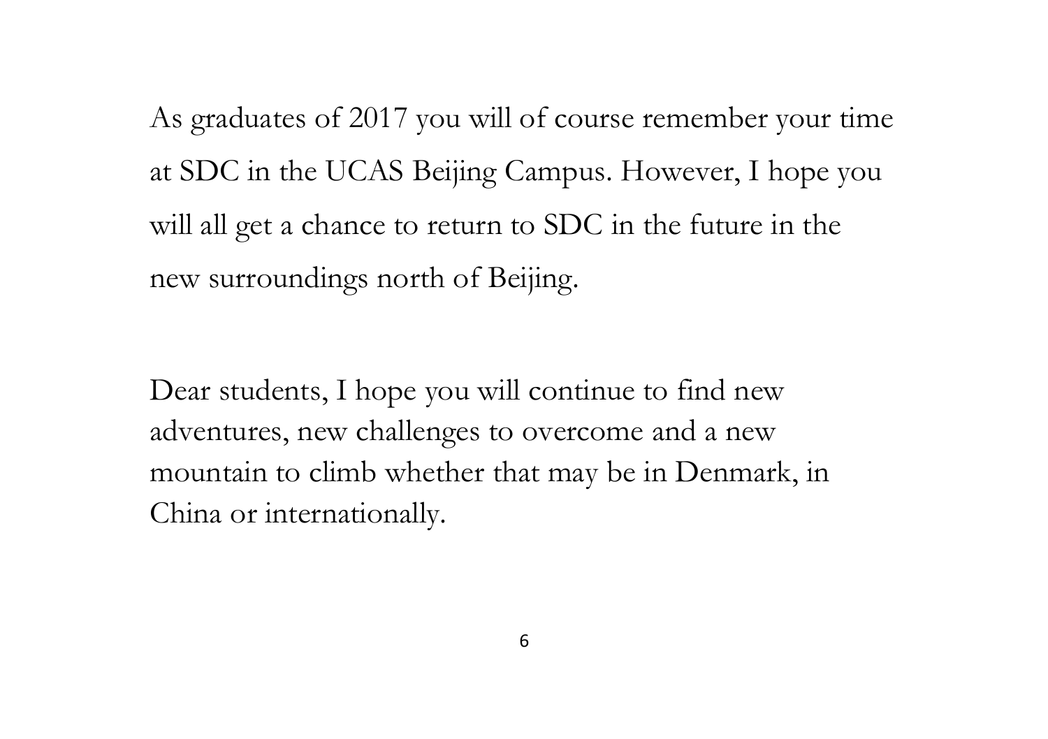As graduates of 2017 you will of course remember your time at SDC in the UCAS Beijing Campus. However, I hope you will all get a chance to return to SDC in the future in the new surroundings north of Beijing.

Dear students, I hope you will continue to find new adventures, new challenges to overcome and a new mountain to climb whether that may be in Denmark, in China or internationally.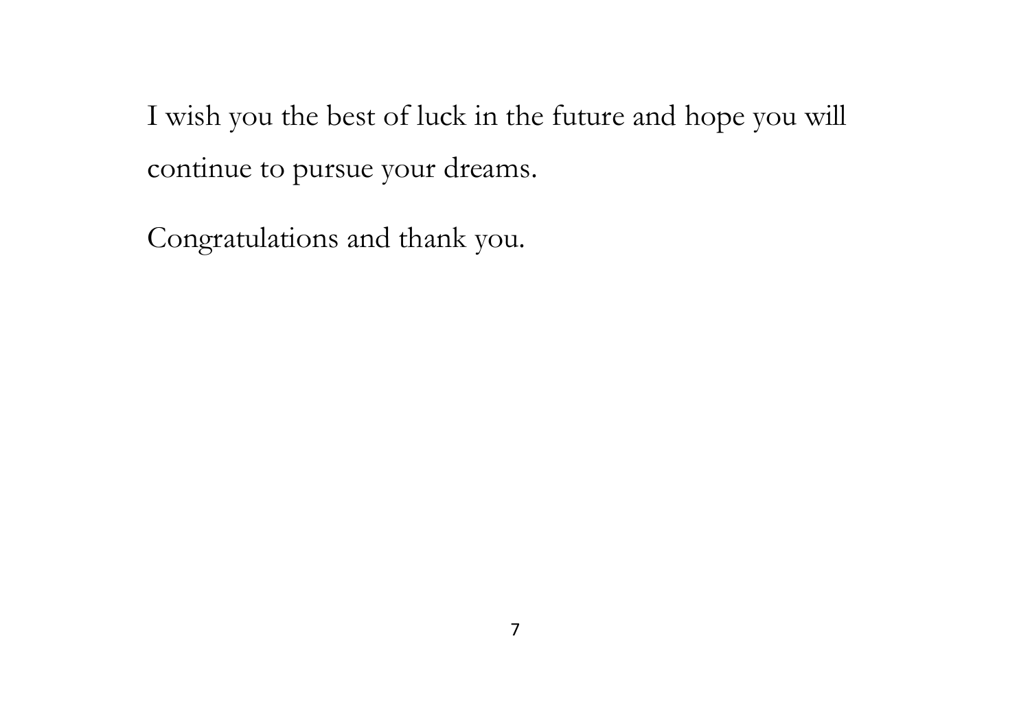I wish you the best of luck in the future and hope you will continue to pursue your dreams.

Congratulations and thank you.